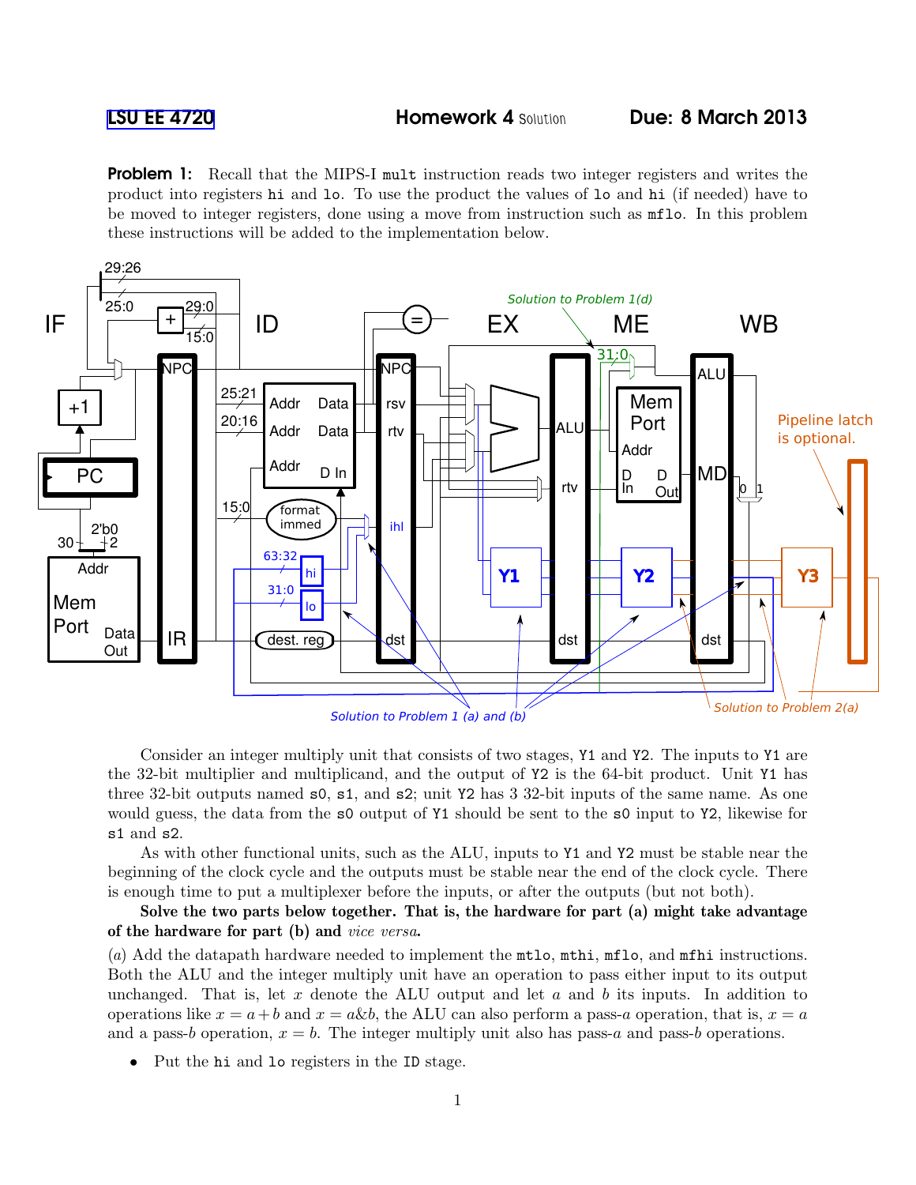LSU EE 4720 **Homework 4** Solution **Due: 8 March 2013**

**Problem 1:** Recall that the MIPS-I `mult` instruction reads two integer registers and writes the product into registers `hi` and `lo`. To use the product the values of `lo` and `hi` (if needed) have to be moved to integer registers, done using a move from instruction such as `mflo`. In this problem these instructions will be added to the implementation below.

Consider an integer multiply unit that consists of two stages, `Y1` and `Y2`. The inputs to `Y1` are the 32-bit multiplier and multiplicand, and the output of `Y2` is the 64-bit product. Unit `Y1` has three 32-bit outputs named `s0`, `s1`, and `s2`; unit `Y2` has 3 32-bit inputs of the same name. As one would guess, the data from the `s0` output of `Y1` should be sent to the `s0` input to `Y2`, likewise for `s1` and `s2`.

As with other functional units, such as the ALU, inputs to `Y1` and `Y2` must be stable near the beginning of the clock cycle and the outputs must be stable near the end of the clock cycle. There is enough time to put a multiplexer before the inputs, or after the outputs (but not both).

**Solve the two parts below together. That is, the hardware for part (a) might take advantage of the hardware for part (b) and** ***vice versa*****.**

(*a*) Add the datapath hardware needed to implement the `mtlo`, `mthi`, `mflo`, and `mfhi` instructions. Both the ALU and the integer multiply unit have an operation to pass either input to its output unchanged. That is, let $x$ denote the ALU output and let $a$ and $b$ its inputs. In addition to operations like $x = a + b$ and $x = a\&b$, the ALU can also perform a pass-$a$ operation, that is, $x = a$ and a pass-$b$ operation, $x = b$. The integer multiply unit also has pass-$a$ and pass-$b$ operations.

- Put the `hi` and `lo` registers in the `ID` stage.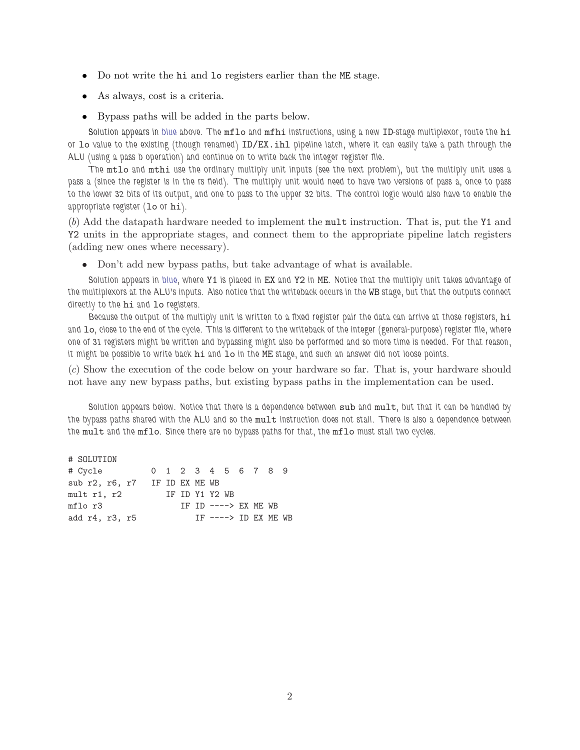- Do not write the `hi` and `lo` registers earlier than the `ME` stage.
- As always, cost is a criteria.
- Bypass paths will be added in the parts below.

Solution appears in blue above. The `mflo` and `mfhi` instructions, using a new `ID`-stage multiplexor, route the `hi` or `lo` value to the existing (though renamed) `ID/EX.ihl` pipeline latch, where it can easily take a path through the ALU (using a pass b operation) and continue on to write back the integer register file.

The `mtlo` and `mthi` use the ordinary multiply unit inputs (see the next problem), but the multiply unit uses a pass a (since the register is in the rs field). The multiply unit would need to have two versions of pass a, once to pass to the lower 32 bits of its output, and one to pass to the upper 32 bits. The control logic would also have to enable the appropriate register (`lo` or `hi`).

(*b*) Add the datapath hardware needed to implement the `mult` instruction. That is, put the `Y1` and `Y2` units in the appropriate stages, and connect them to the appropriate pipeline latch registers (adding new ones where necessary).

- Don't add new bypass paths, but take advantage of what is available.

Solution appears in blue, where `Y1` is placed in `EX` and `Y2` in `ME`. Notice that the multiply unit takes advantage of the multiplexors at the ALU's inputs. Also notice that the writeback occurs in the `WB` stage, but that the outputs connect directly to the `hi` and `lo` registers.

Because the output of the multiply unit is written to a fixed register pair the data can arrive at those registers, `hi` and `lo`, close to the end of the cycle. This is different to the writeback of the integer (general-purpose) register file, where one of 31 registers might be written and bypassing might also be performed and so more time is needed. For that reason, it might be possible to write back `hi` and `lo` in the `ME` stage, and such an answer did not loose points.

(*c*) Show the execution of the code below on your hardware so far. That is, your hardware should not have any new bypass paths, but existing bypass paths in the implementation can be used.

Solution appears below. Notice that there is a dependence between `sub` and `mult`, but that it can be handled by the bypass paths shared with the ALU and so the `mult` instruction does not stall. There is also a dependence between the `mult` and the `mflo`. Since there are no bypass paths for that, the `mflo` must stall two cycles.

```
# SOLUTION
# Cycle          0  1  2  3  4  5  6  7  8  9
sub r2, r6, r7   IF ID EX ME WB
mult r1, r2         IF ID Y1 Y2 WB
mflo r3                IF ID ----> EX ME WB
add r4, r3, r5            IF ----> ID EX ME WB
```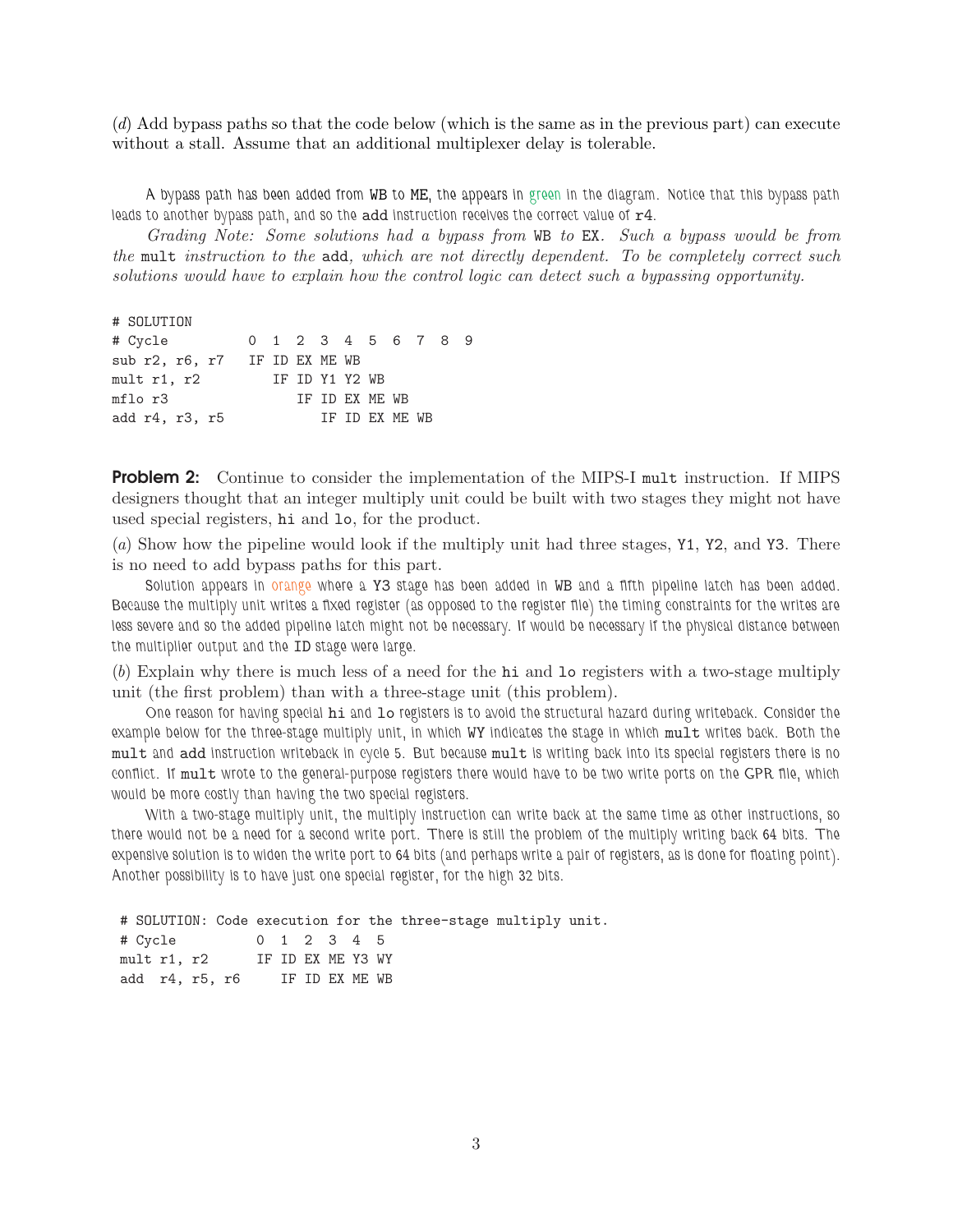(*d*) Add bypass paths so that the code below (which is the same as in the previous part) can execute without a stall. Assume that an additional multiplexer delay is tolerable.

A bypass path has been added from WB to ME, the appears in green in the diagram. Notice that this bypass path leads to another bypass path, and so the add instruction receives the correct value of r4.

*Grading Note: Some solutions had a bypass from* WB *to* EX*. Such a bypass would be from the* mult *instruction to the* add*, which are not directly dependent. To be completely correct such solutions would have to explain how the control logic can detect such a bypassing opportunity.*

```
# SOLUTION
# Cycle          0  1  2  3  4  5  6  7  8  9
sub r2, r6, r7   IF ID EX ME WB
mult r1, r2         IF ID Y1 Y2 WB
mflo r3                IF ID EX ME WB
add r4, r3, r5            IF ID EX ME WB
```

**Problem 2:** Continue to consider the implementation of the MIPS-I mult instruction. If MIPS designers thought that an integer multiply unit could be built with two stages they might not have used special registers, hi and lo, for the product.

(*a*) Show how the pipeline would look if the multiply unit had three stages, Y1, Y2, and Y3. There is no need to add bypass paths for this part.

Solution appears in orange where a Y3 stage has been added in WB and a fifth pipeline latch has been added. Because the multiply unit writes a fixed register (as opposed to the register file) the timing constraints for the writes are less severe and so the added pipeline latch might not be necessary. It would be necessary if the physical distance between the multiplier output and the ID stage were large.

(*b*) Explain why there is much less of a need for the hi and lo registers with a two-stage multiply unit (the first problem) than with a three-stage unit (this problem).

One reason for having special hi and lo registers is to avoid the structural hazard during writeback. Consider the example below for the three-stage multiply unit, in which WY indicates the stage in which mult writes back. Both the mult and add instructions writeback in cycle 5. But because mult is writing back into its special registers there is no conflict. If mult wrote to the general-purpose registers there would have to be two write ports on the GPR file, which would be more costly than having the two special registers.

With a two-stage multiply unit, the multiply instruction can write back at the same time as other instructions, so there would not be a need for a second write port. There is still the problem of the multiply writing back 64 bits. The expensive solution is to widen the write port to 64 bits (and perhaps write a pair of registers, as is done for floating point). Another possibility is to have just one special register, for the high 32 bits.

```
# SOLUTION: Code execution for the three-stage multiply unit.
# Cycle          0  1  2  3  4  5
mult r1, r2      IF ID EX ME Y3 WY
add  r4, r5, r6     IF ID EX ME WB
```